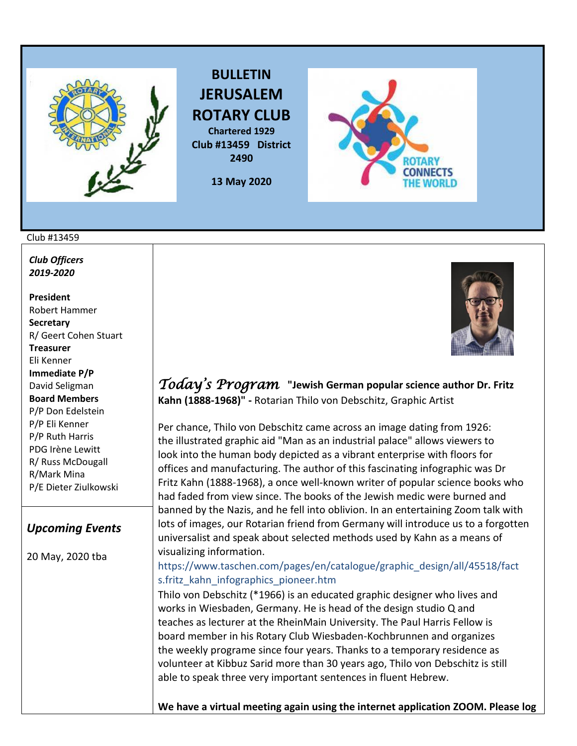# BULLETIN JERUSALEM ROTARY CLUB

**Chartered 1929**
**Club #13459 District 2490**

**13 May 2020**

Club #13459

***Club Officers 2019-2020***

**President**
Robert Hammer
**Secretary**
R/ Geert Cohen Stuart
**Treasurer**
Eli Kenner
**Immediate P/P**
David Seligman
**Board Members**
P/P Don Edelstein
P/P Eli Kenner
P/P Ruth Harris
PDG Irène Lewitt
R/ Russ McDougall
R/Mark Mina
P/E Dieter Ziulkowski

## *Upcoming Events*

20 May, 2020 tba

## *Today's Program* **"Jewish German popular science author Dr. Fritz Kahn (1888-1968)" -** Rotarian Thilo von Debschitz, Graphic Artist

Per chance, Thilo von Debschitz came across an image dating from 1926: the illustrated graphic aid "Man as an industrial palace" allows viewers to look into the human body depicted as a vibrant enterprise with floors for offices and manufacturing. The author of this fascinating infographic was Dr Fritz Kahn (1888-1968), a once well-known writer of popular science books who had faded from view since. The books of the Jewish medic were burned and banned by the Nazis, and he fell into oblivion. In an entertaining Zoom talk with lots of images, our Rotarian friend from Germany will introduce us to a forgotten universalist and speak about selected methods used by Kahn as a means of visualizing information.
https://www.taschen.com/pages/en/catalogue/graphic_design/all/45518/facts.fritz_kahn_infographics_pioneer.htm

Thilo von Debschitz (*1966) is an educated graphic designer who lives and works in Wiesbaden, Germany. He is head of the design studio Q and teaches as lecturer at the RheinMain University. The Paul Harris Fellow is board member in his Rotary Club Wiesbaden-Kochbrunnen and organizes the weekly programe since four years. Thanks to a temporary residence as volunteer at Kibbuz Sarid more than 30 years ago, Thilo von Debschitz is still able to speak three very important sentences in fluent Hebrew.

**We have a virtual meeting again using the internet application ZOOM. Please log**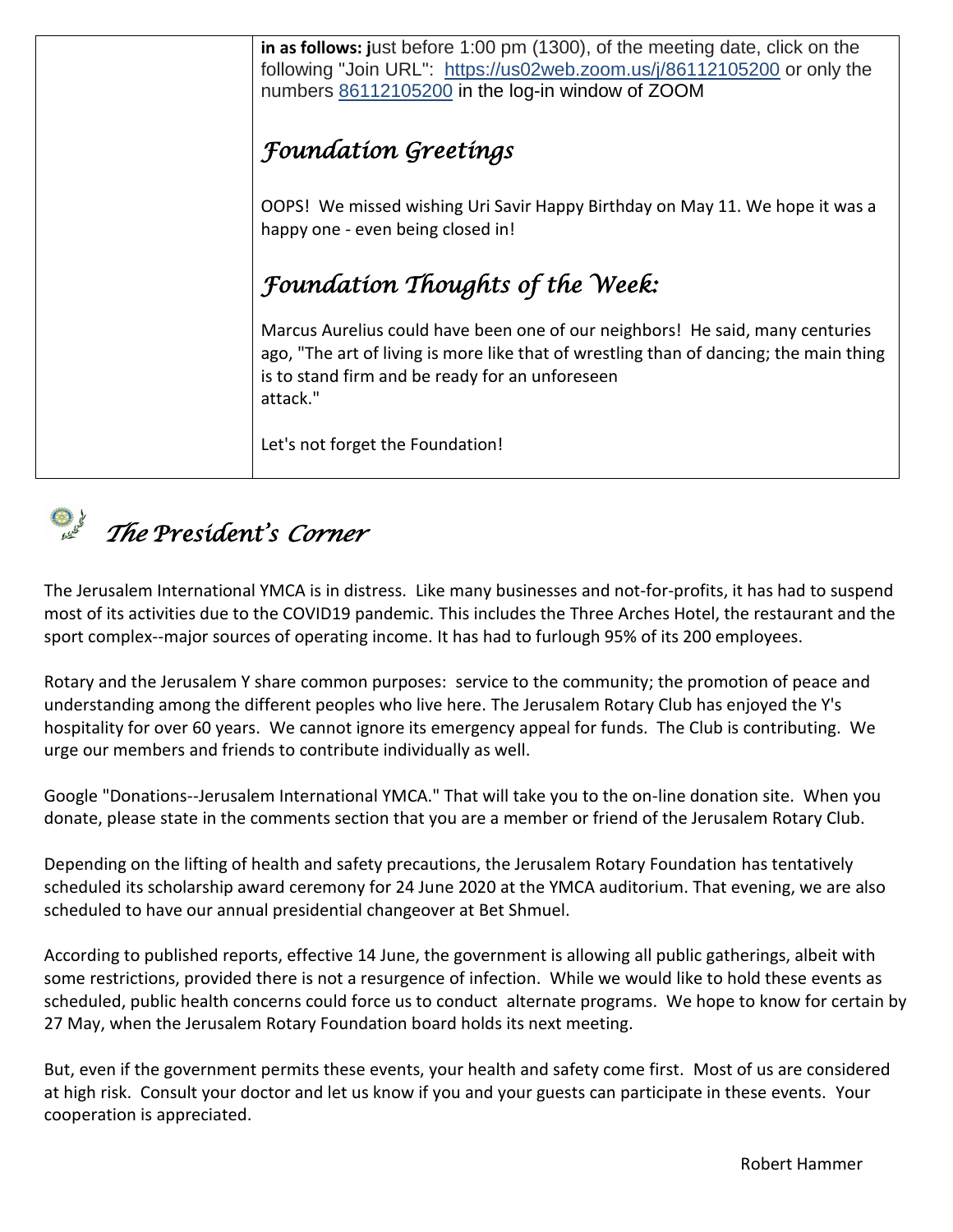**in as follows: j**ust before 1:00 pm (1300), of the meeting date, click on the following "Join URL": https://us02web.zoom.us/j/86112105200 or only the numbers 86112105200 in the log-in window of ZOOM

## *Foundation Greetings*

OOPS! We missed wishing Uri Savir Happy Birthday on May 11. We hope it was a happy one - even being closed in!

## *Foundation Thoughts of the Week:*

Marcus Aurelius could have been one of our neighbors! He said, many centuries ago, "The art of living is more like that of wrestling than of dancing; the main thing is to stand firm and be ready for an unforeseen attack."

Let's not forget the Foundation!

# *The President's Corner*

The Jerusalem International YMCA is in distress. Like many businesses and not-for-profits, it has had to suspend most of its activities due to the COVID19 pandemic. This includes the Three Arches Hotel, the restaurant and the sport complex--major sources of operating income. It has had to furlough 95% of its 200 employees.

Rotary and the Jerusalem Y share common purposes: service to the community; the promotion of peace and understanding among the different peoples who live here. The Jerusalem Rotary Club has enjoyed the Y's hospitality for over 60 years. We cannot ignore its emergency appeal for funds. The Club is contributing. We urge our members and friends to contribute individually as well.

Google "Donations--Jerusalem International YMCA." That will take you to the on-line donation site. When you donate, please state in the comments section that you are a member or friend of the Jerusalem Rotary Club.

Depending on the lifting of health and safety precautions, the Jerusalem Rotary Foundation has tentatively scheduled its scholarship award ceremony for 24 June 2020 at the YMCA auditorium. That evening, we are also scheduled to have our annual presidential changeover at Bet Shmuel.

According to published reports, effective 14 June, the government is allowing all public gatherings, albeit with some restrictions, provided there is not a resurgence of infection. While we would like to hold these events as scheduled, public health concerns could force us to conduct alternate programs. We hope to know for certain by 27 May, when the Jerusalem Rotary Foundation board holds its next meeting.

But, even if the government permits these events, your health and safety come first. Most of us are considered at high risk. Consult your doctor and let us know if you and your guests can participate in these events. Your cooperation is appreciated.

Robert Hammer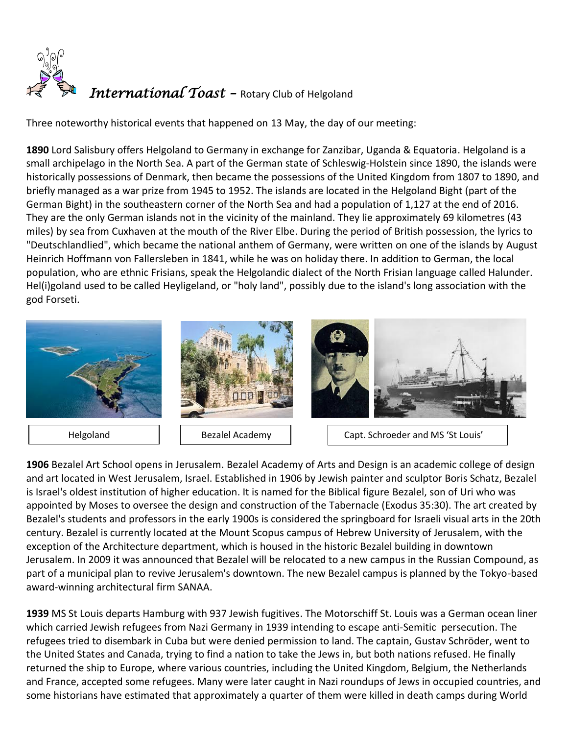# *International Toast* – Rotary Club of Helgoland

Three noteworthy historical events that happened on 13 May, the day of our meeting:

**1890** Lord Salisbury offers Helgoland to Germany in exchange for Zanzibar, Uganda & Equatoria. Helgoland is a small archipelago in the North Sea. A part of the German state of Schleswig-Holstein since 1890, the islands were historically possessions of Denmark, then became the possessions of the United Kingdom from 1807 to 1890, and briefly managed as a war prize from 1945 to 1952. The islands are located in the Helgoland Bight (part of the German Bight) in the southeastern corner of the North Sea and had a population of 1,127 at the end of 2016. They are the only German islands not in the vicinity of the mainland. They lie approximately 69 kilometres (43 miles) by sea from Cuxhaven at the mouth of the River Elbe. During the period of British possession, the lyrics to "Deutschlandlied", which became the national anthem of Germany, were written on one of the islands by August Heinrich Hoffmann von Fallersleben in 1841, while he was on holiday there. In addition to German, the local population, who are ethnic Frisians, speak the Helgolandic dialect of the North Frisian language called Halunder. Hel(i)goland used to be called Heyligeland, or "holy land", possibly due to the island's long association with the god Forseti.

Helgoland

Bezalel Academy

Capt. Schroeder and MS 'St Louis'

**1906** Bezalel Art School opens in Jerusalem. Bezalel Academy of Arts and Design is an academic college of design and art located in West Jerusalem, Israel. Established in 1906 by Jewish painter and sculptor Boris Schatz, Bezalel is Israel's oldest institution of higher education. It is named for the Biblical figure Bezalel, son of Uri who was appointed by Moses to oversee the design and construction of the Tabernacle (Exodus 35:30). The art created by Bezalel's students and professors in the early 1900s is considered the springboard for Israeli visual arts in the 20th century. Bezalel is currently located at the Mount Scopus campus of Hebrew University of Jerusalem, with the exception of the Architecture department, which is housed in the historic Bezalel building in downtown Jerusalem. In 2009 it was announced that Bezalel will be relocated to a new campus in the Russian Compound, as part of a municipal plan to revive Jerusalem's downtown. The new Bezalel campus is planned by the Tokyo-based award-winning architectural firm SANAA.

**1939** MS St Louis departs Hamburg with 937 Jewish fugitives. The Motorschiff St. Louis was a German ocean liner which carried Jewish refugees from Nazi Germany in 1939 intending to escape anti-Semitic persecution. The refugees tried to disembark in Cuba but were denied permission to land. The captain, Gustav Schröder, went to the United States and Canada, trying to find a nation to take the Jews in, but both nations refused. He finally returned the ship to Europe, where various countries, including the United Kingdom, Belgium, the Netherlands and France, accepted some refugees. Many were later caught in Nazi roundups of Jews in occupied countries, and some historians have estimated that approximately a quarter of them were killed in death camps during World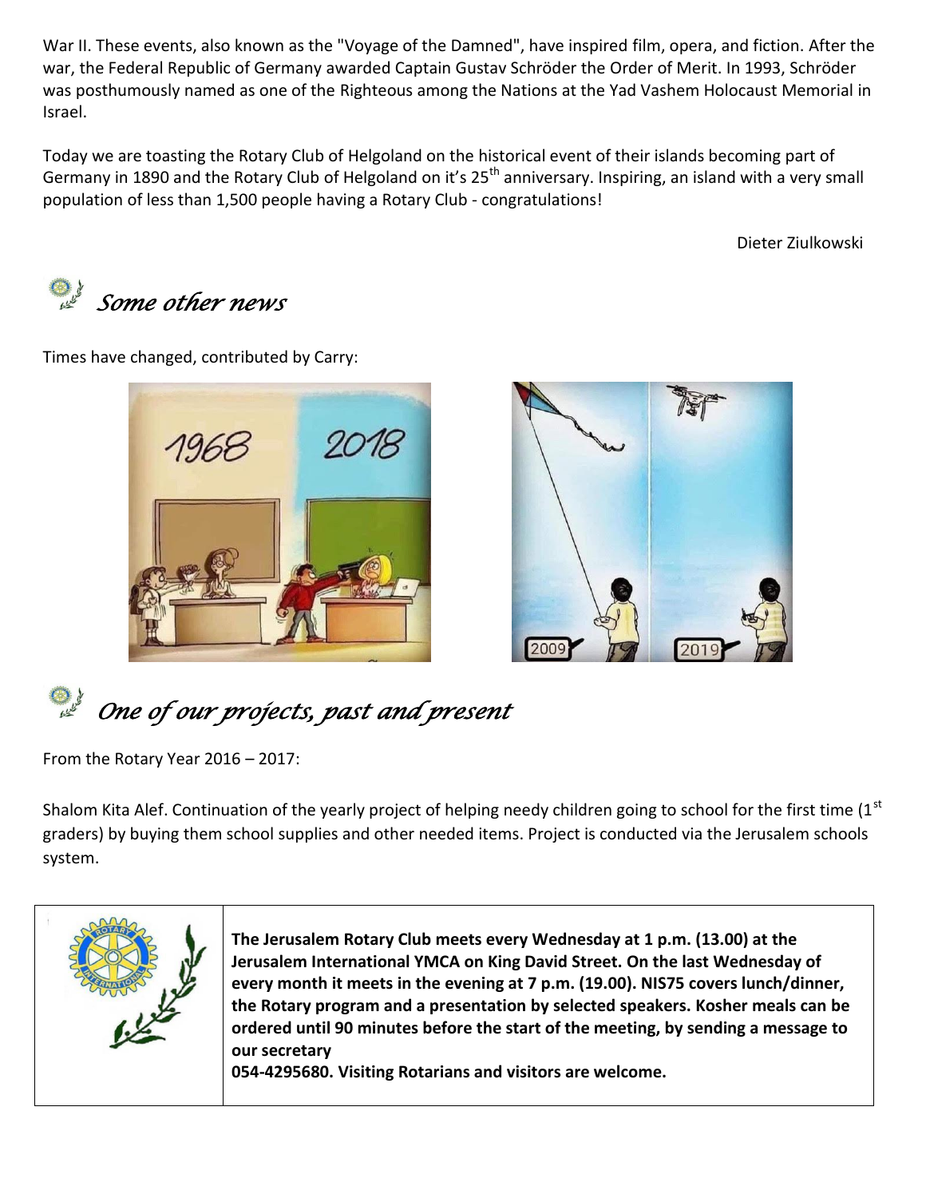War II. These events, also known as the "Voyage of the Damned", have inspired film, opera, and fiction. After the war, the Federal Republic of Germany awarded Captain Gustav Schröder the Order of Merit. In 1993, Schröder was posthumously named as one of the Righteous among the Nations at the Yad Vashem Holocaust Memorial in Israel.

Today we are toasting the Rotary Club of Helgoland on the historical event of their islands becoming part of Germany in 1890 and the Rotary Club of Helgoland on it's 25th anniversary. Inspiring, an island with a very small population of less than 1,500 people having a Rotary Club - congratulations!

Dieter Ziulkowski

## *Some other news*

Times have changed, contributed by Carry:

1968

2018

2009

2019

## *One of our projects, past and present*

From the Rotary Year 2016 – 2017:

Shalom Kita Alef. Continuation of the yearly project of helping needy children going to school for the first time (1st graders) by buying them school supplies and other needed items. Project is conducted via the Jerusalem schools system.

**The Jerusalem Rotary Club meets every Wednesday at 1 p.m. (13.00) at the Jerusalem International YMCA on King David Street. On the last Wednesday of every month it meets in the evening at 7 p.m. (19.00). NIS75 covers lunch/dinner, the Rotary program and a presentation by selected speakers. Kosher meals can be ordered until 90 minutes before the start of the meeting, by sending a message to our secretary 054-4295680. Visiting Rotarians and visitors are welcome.**